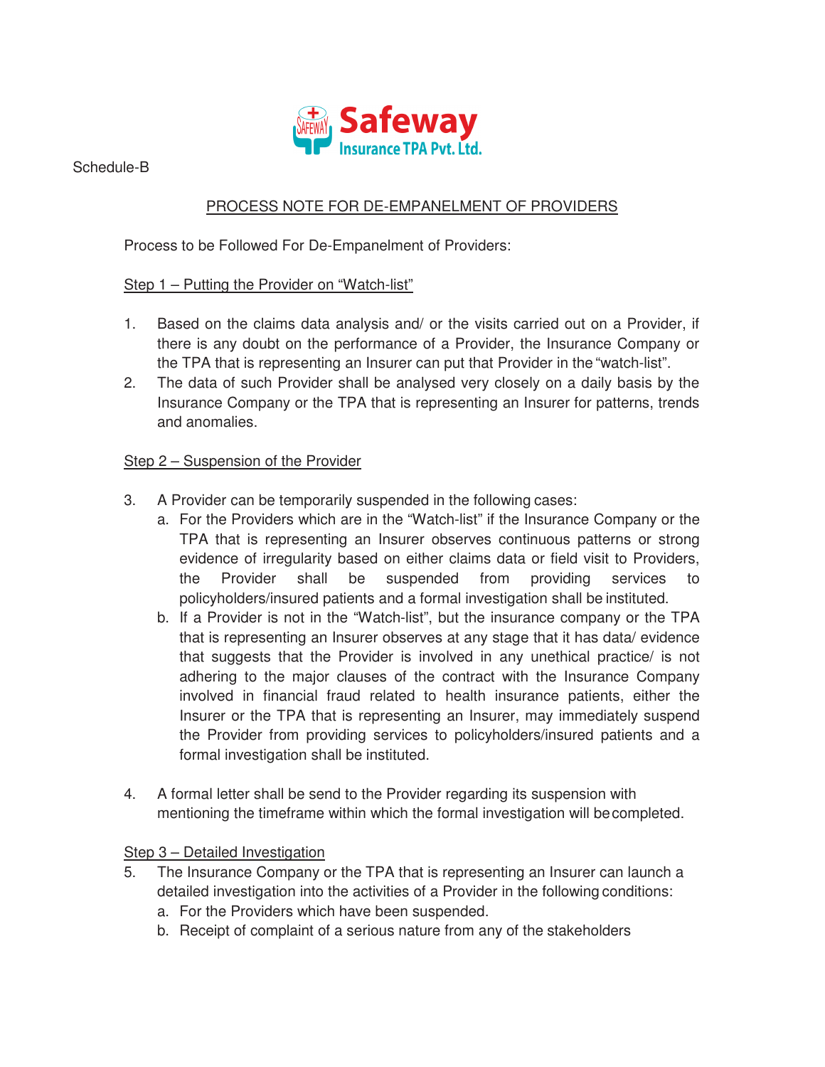Safeway Insurance TPA Pvt. Ltd.

Schedule-B

## PROCESS NOTE FOR DE-EMPANELMENT OF PROVIDERS

Process to be Followed For De-Empanelment of Providers:

### Step 1 – Putting the Provider on "Watch-list"

1. Based on the claims data analysis and/ or the visits carried out on a Provider, if there is any doubt on the performance of a Provider, the Insurance Company or the TPA that is representing an Insurer can put that Provider in the "watch-list".
2. The data of such Provider shall be analysed very closely on a daily basis by the Insurance Company or the TPA that is representing an Insurer for patterns, trends and anomalies.

### Step 2 – Suspension of the Provider

3. A Provider can be temporarily suspended in the following cases:
   a. For the Providers which are in the "Watch-list" if the Insurance Company or the TPA that is representing an Insurer observes continuous patterns or strong evidence of irregularity based on either claims data or field visit to Providers, the Provider shall be suspended from providing services to policyholders/insured patients and a formal investigation shall be instituted.
   b. If a Provider is not in the "Watch-list", but the insurance company or the TPA that is representing an Insurer observes at any stage that it has data/ evidence that suggests that the Provider is involved in any unethical practice/ is not adhering to the major clauses of the contract with the Insurance Company involved in financial fraud related to health insurance patients, either the Insurer or the TPA that is representing an Insurer, may immediately suspend the Provider from providing services to policyholders/insured patients and a formal investigation shall be instituted.

4. A formal letter shall be send to the Provider regarding its suspension with mentioning the timeframe within which the formal investigation will be completed.

### Step 3 – Detailed Investigation

5. The Insurance Company or the TPA that is representing an Insurer can launch a detailed investigation into the activities of a Provider in the following conditions:
   a. For the Providers which have been suspended.
   b. Receipt of complaint of a serious nature from any of the stakeholders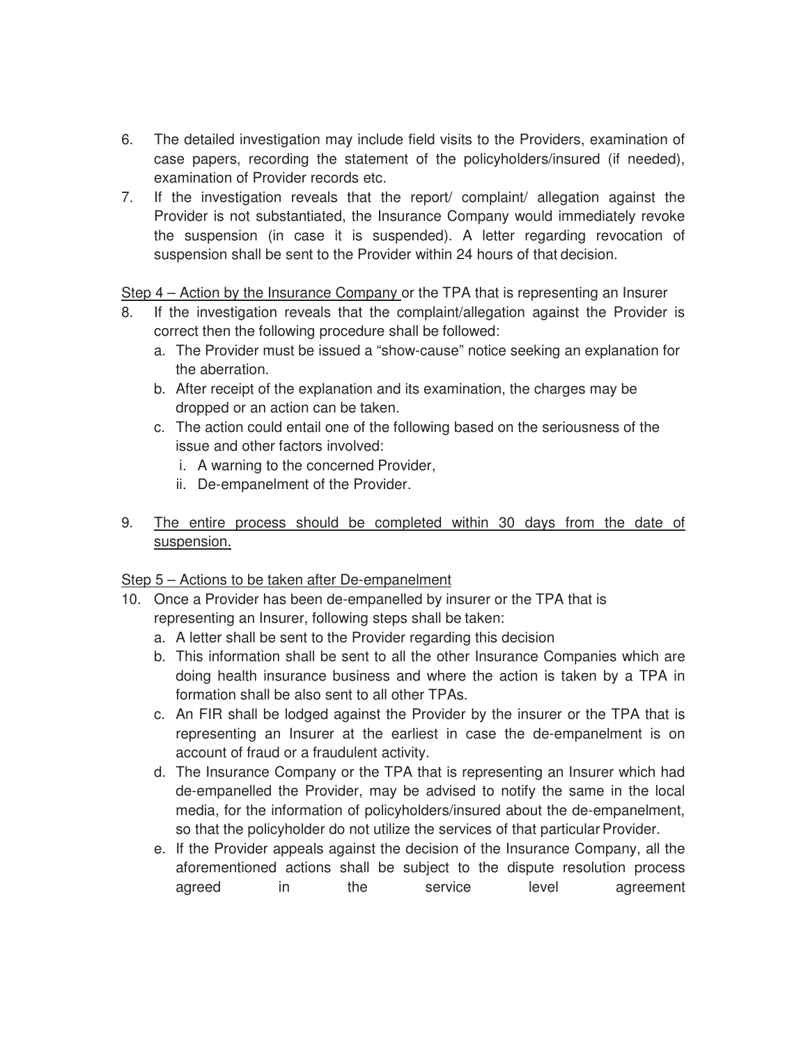6. The detailed investigation may include field visits to the Providers, examination of case papers, recording the statement of the policyholders/insured (if needed), examination of Provider records etc.
7. If the investigation reveals that the report/ complaint/ allegation against the Provider is not substantiated, the Insurance Company would immediately revoke the suspension (in case it is suspended). A letter regarding revocation of suspension shall be sent to the Provider within 24 hours of that decision.

<u>Step 4 – Action by the Insurance Company</u> or the TPA that is representing an Insurer

8. If the investigation reveals that the complaint/allegation against the Provider is correct then the following procedure shall be followed:
   a. The Provider must be issued a "show-cause" notice seeking an explanation for the aberration.
   b. After receipt of the explanation and its examination, the charges may be dropped or an action can be taken.
   c. The action could entail one of the following based on the seriousness of the issue and other factors involved:
      i. A warning to the concerned Provider,
      ii. De-empanelment of the Provider.

9. <u>The entire process should be completed within 30 days from the date of suspension.</u>

<u>Step 5 – Actions to be taken after De-empanelment</u>

10. Once a Provider has been de-empanelled by insurer or the TPA that is representing an Insurer, following steps shall be taken:
    a. A letter shall be sent to the Provider regarding this decision
    b. This information shall be sent to all the other Insurance Companies which are doing health insurance business and where the action is taken by a TPA in formation shall be also sent to all other TPAs.
    c. An FIR shall be lodged against the Provider by the insurer or the TPA that is representing an Insurer at the earliest in case the de-empanelment is on account of fraud or a fraudulent activity.
    d. The Insurance Company or the TPA that is representing an Insurer which had de-empanelled the Provider, may be advised to notify the same in the local media, for the information of policyholders/insured about the de-empanelment, so that the policyholder do not utilize the services of that particular Provider.
    e. If the Provider appeals against the decision of the Insurance Company, all the aforementioned actions shall be subject to the dispute resolution process agreed in the service level agreement